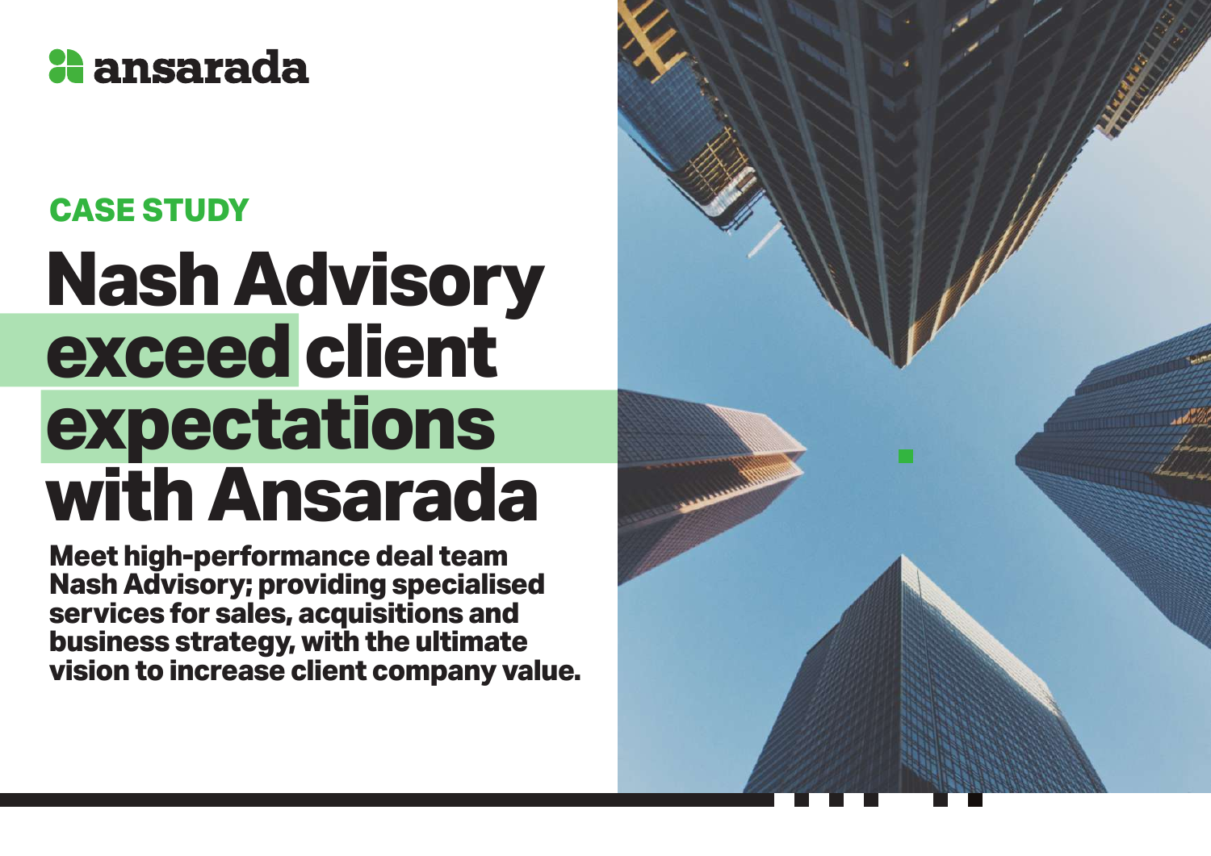ansarada

**CASE STUDY**

# Nash Advisory exceed client expectations with Ansarada

**Meet high-performance deal team Nash Advisory; providing specialised services for sales, acquisitions and business strategy, with the ultimate vision to increase client company value.**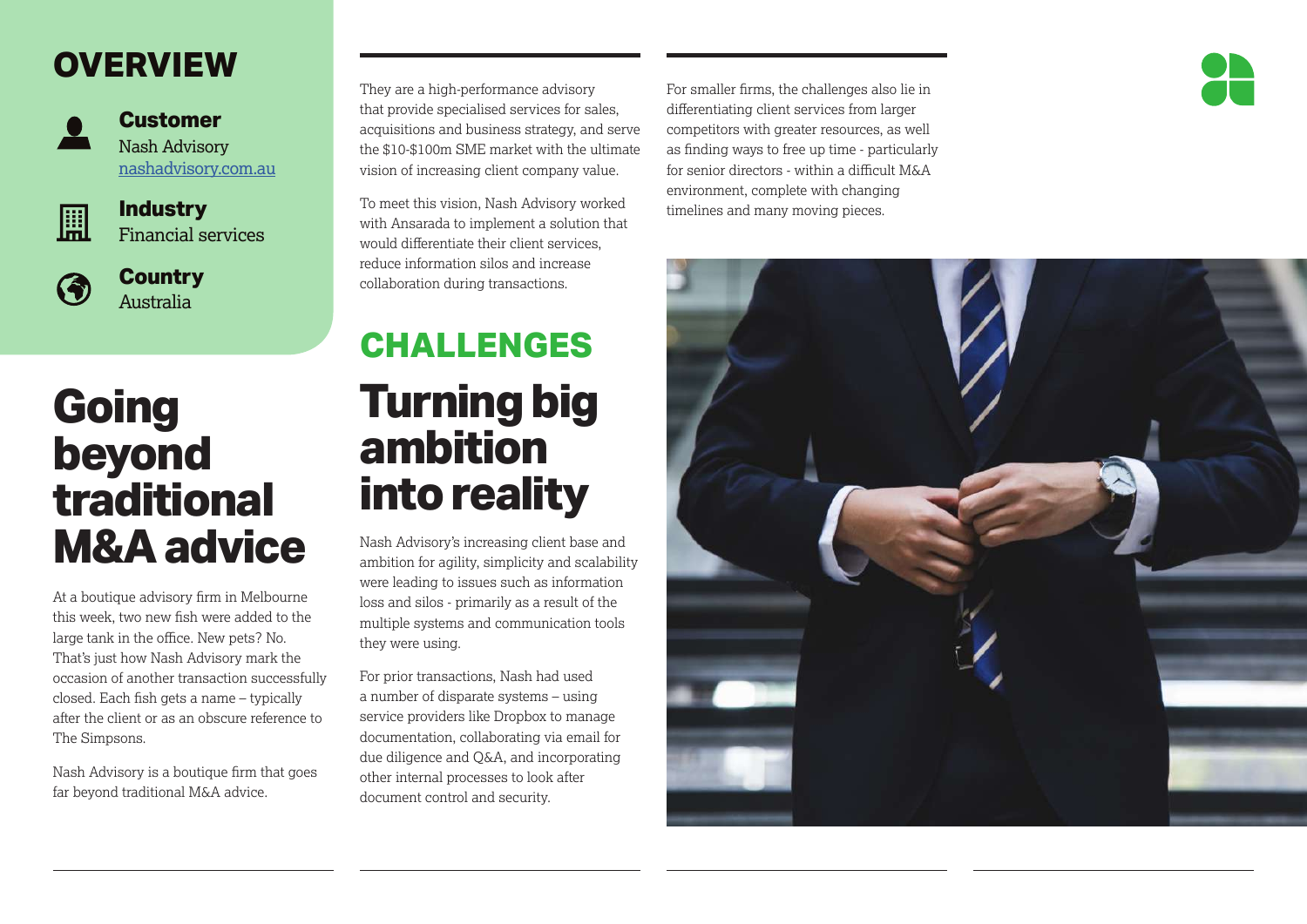# OVERVIEW

**Customer**
Nash Advisory
nashadvisory.com.au

**Industry**
Financial services

**Country**
Australia

# Going beyond traditional M&A advice

At a boutique advisory firm in Melbourne this week, two new fish were added to the large tank in the office. New pets? No. That's just how Nash Advisory mark the occasion of another transaction successfully closed. Each fish gets a name – typically after the client or as an obscure reference to The Simpsons.

Nash Advisory is a boutique firm that goes far beyond traditional M&A advice.

They are a high-performance advisory that provide specialised services for sales, acquisitions and business strategy, and serve the $10-$100m SME market with the ultimate vision of increasing client company value.

To meet this vision, Nash Advisory worked with Ansarada to implement a solution that would differentiate their client services, reduce information silos and increase collaboration during transactions.

## CHALLENGES

# Turning big ambition into reality

Nash Advisory's increasing client base and ambition for agility, simplicity and scalability were leading to issues such as information loss and silos - primarily as a result of the multiple systems and communication tools they were using.

For prior transactions, Nash had used a number of disparate systems – using service providers like Dropbox to manage documentation, collaborating via email for due diligence and Q&A, and incorporating other internal processes to look after document control and security.

For smaller firms, the challenges also lie in differentiating client services from larger competitors with greater resources, as well as finding ways to free up time - particularly for senior directors - within a difficult M&A environment, complete with changing timelines and many moving pieces.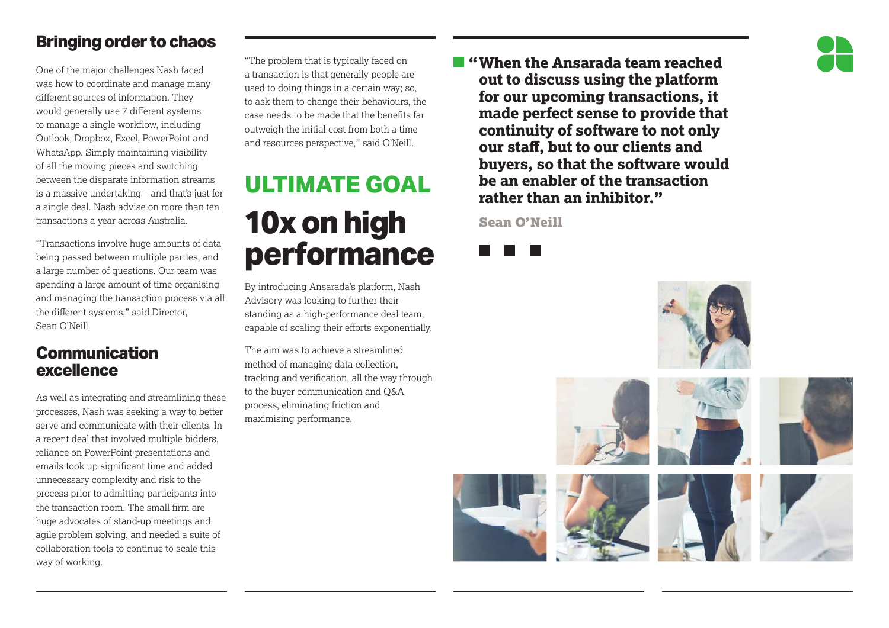## Bringing order to chaos

One of the major challenges Nash faced was how to coordinate and manage many different sources of information. They would generally use 7 different systems to manage a single workflow, including Outlook, Dropbox, Excel, PowerPoint and WhatsApp. Simply maintaining visibility of all the moving pieces and switching between the disparate information streams is a massive undertaking – and that's just for a single deal. Nash advise on more than ten transactions a year across Australia.

"Transactions involve huge amounts of data being passed between multiple parties, and a large number of questions. Our team was spending a large amount of time organising and managing the transaction process via all the different systems," said Director, Sean O'Neill.

## Communication excellence

As well as integrating and streamlining these processes, Nash was seeking a way to better serve and communicate with their clients. In a recent deal that involved multiple bidders, reliance on PowerPoint presentations and emails took up significant time and added unnecessary complexity and risk to the process prior to admitting participants into the transaction room. The small firm are huge advocates of stand-up meetings and agile problem solving, and needed a suite of collaboration tools to continue to scale this way of working.

"The problem that is typically faced on a transaction is that generally people are used to doing things in a certain way; so, to ask them to change their behaviours, the case needs to be made that the benefits far outweigh the initial cost from both a time and resources perspective," said O'Neill.

## ULTIMATE GOAL

# 10x on high performance

By introducing Ansarada's platform, Nash Advisory was looking to further their standing as a high-performance deal team, capable of scaling their efforts exponentially.

The aim was to achieve a streamlined method of managing data collection, tracking and verification, all the way through to the buyer communication and Q&A process, eliminating friction and maximising performance.

> **"When the Ansarada team reached out to discuss using the platform for our upcoming transactions, it made perfect sense to provide that continuity of software to not only our staff, but to our clients and buyers, so that the software would be an enabler of the transaction rather than an inhibitor."**
>
> **Sean O'Neill**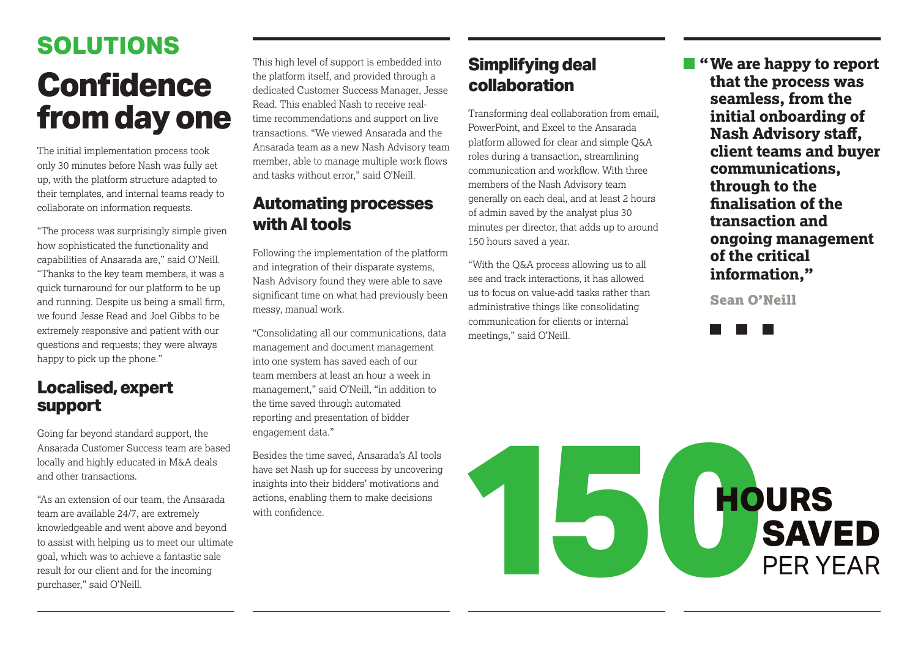## SOLUTIONS

# Confidence from day one

The initial implementation process took only 30 minutes before Nash was fully set up, with the platform structure adapted to their templates, and internal teams ready to collaborate on information requests.

"The process was surprisingly simple given how sophisticated the functionality and capabilities of Ansarada are," said O'Neill. "Thanks to the key team members, it was a quick turnaround for our platform to be up and running. Despite us being a small firm, we found Jesse Read and Joel Gibbs to be extremely responsive and patient with our questions and requests; they were always happy to pick up the phone."

## Localised, expert support

Going far beyond standard support, the Ansarada Customer Success team are based locally and highly educated in M&A deals and other transactions.

"As an extension of our team, the Ansarada team are available 24/7, are extremely knowledgeable and went above and beyond to assist with helping us to meet our ultimate goal, which was to achieve a fantastic sale result for our client and for the incoming purchaser," said O'Neill.

This high level of support is embedded into the platform itself, and provided through a dedicated Customer Success Manager, Jesse Read. This enabled Nash to receive real-time recommendations and support on live transactions. "We viewed Ansarada and the Ansarada team as a new Nash Advisory team member, able to manage multiple work flows and tasks without error," said O'Neill.

## Automating processes with AI tools

Following the implementation of the platform and integration of their disparate systems, Nash Advisory found they were able to save significant time on what had previously been messy, manual work.

"Consolidating all our communications, data management and document management into one system has saved each of our team members at least an hour a week in management," said O'Neill, "in addition to the time saved through automated reporting and presentation of bidder engagement data."

Besides the time saved, Ansarada's AI tools have set Nash up for success by uncovering insights into their bidders' motivations and actions, enabling them to make decisions with confidence.

## Simplifying deal collaboration

Transforming deal collaboration from email, PowerPoint, and Excel to the Ansarada platform allowed for clear and simple Q&A roles during a transaction, streamlining communication and workflow. With three members of the Nash Advisory team generally on each deal, and at least 2 hours of admin saved by the analyst plus 30 minutes per director, that adds up to around 150 hours saved a year.

"With the Q&A process allowing us to all see and track interactions, it has allowed us to focus on value-add tasks rather than administrative things like consolidating communication for clients or internal meetings," said O'Neill.

> **"We are happy to report that the process was seamless, from the initial onboarding of Nash Advisory staff, client teams and buyer communications, through to the finalisation of the transaction and ongoing management of the critical information,"**
>
> **Sean O'Neill**

**150 HOURS SAVED** PER YEAR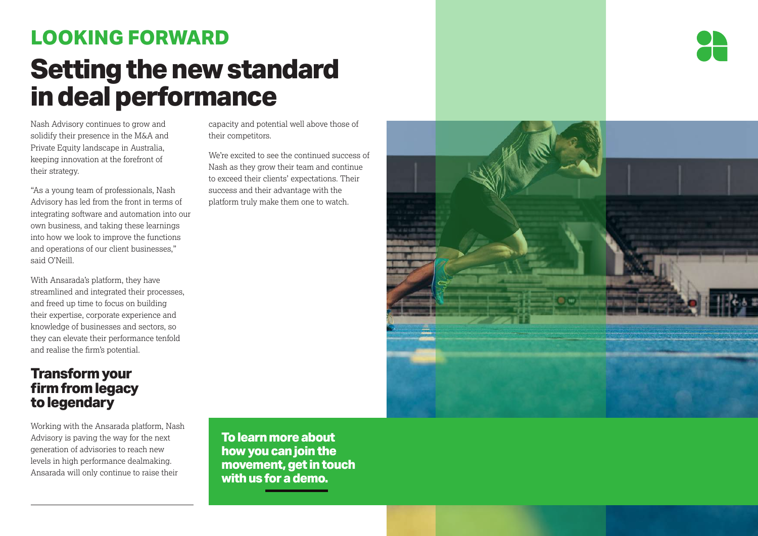## LOOKING FORWARD

# Setting the new standard in deal performance

Nash Advisory continues to grow and solidify their presence in the M&A and Private Equity landscape in Australia, keeping innovation at the forefront of their strategy.

"As a young team of professionals, Nash Advisory has led from the front in terms of integrating software and automation into our own business, and taking these learnings into how we look to improve the functions and operations of our client businesses," said O'Neill.

With Ansarada's platform, they have streamlined and integrated their processes, and freed up time to focus on building their expertise, corporate experience and knowledge of businesses and sectors, so they can elevate their performance tenfold and realise the firm's potential.

## Transform your firm from legacy to legendary

Working with the Ansarada platform, Nash Advisory is paving the way for the next generation of advisories to reach new levels in high performance dealmaking. Ansarada will only continue to raise their capacity and potential well above those of their competitors.

We're excited to see the continued success of Nash as they grow their team and continue to exceed their clients' expectations. Their success and their advantage with the platform truly make them one to watch.

**To learn more about how you can join the movement, get in touch with us for a demo.**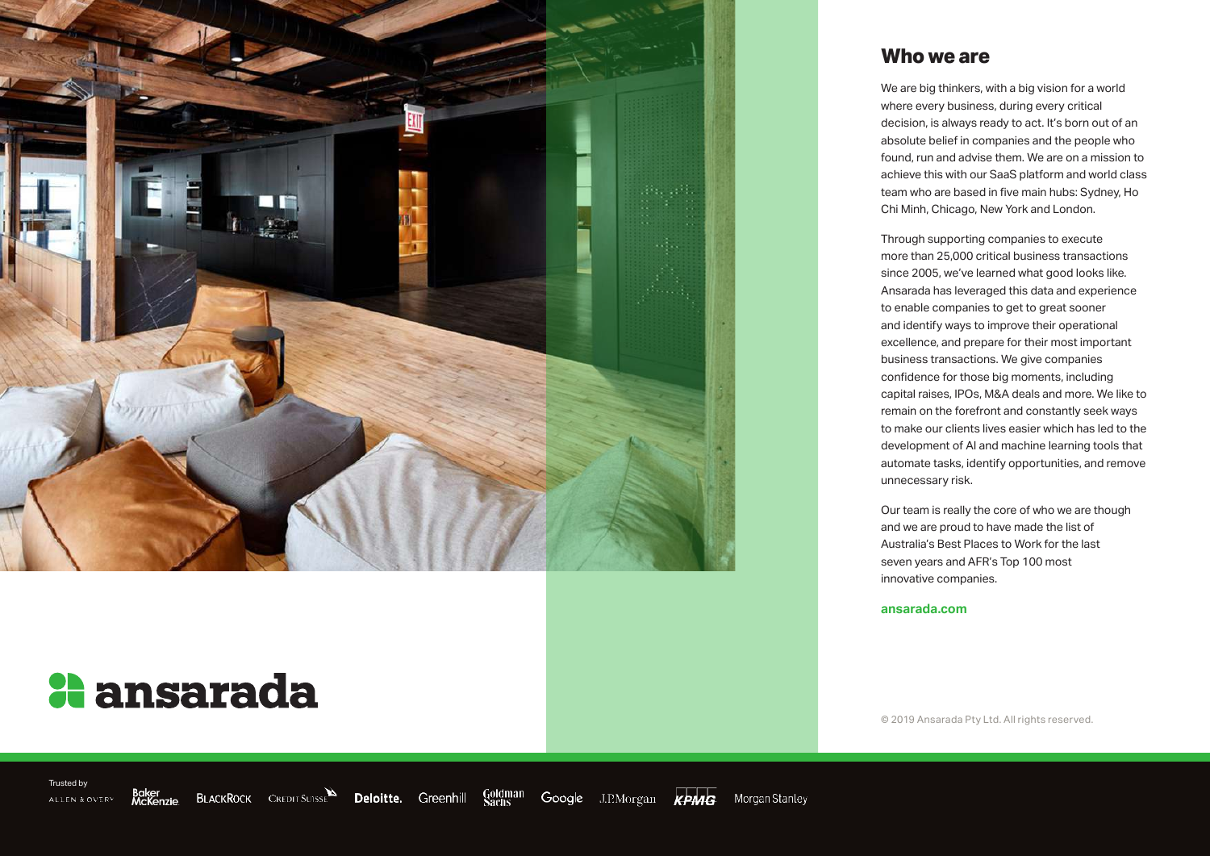## Who we are

We are big thinkers, with a big vision for a world where every business, during every critical decision, is always ready to act. It's born out of an absolute belief in companies and the people who found, run and advise them. We are on a mission to achieve this with our SaaS platform and world class team who are based in five main hubs: Sydney, Ho Chi Minh, Chicago, New York and London.

Through supporting companies to execute more than 25,000 critical business transactions since 2005, we've learned what good looks like. Ansarada has leveraged this data and experience to enable companies to get to great sooner and identify ways to improve their operational excellence, and prepare for their most important business transactions. We give companies confidence for those big moments, including capital raises, IPOs, M&A deals and more. We like to remain on the forefront and constantly seek ways to make our clients lives easier which has led to the development of AI and machine learning tools that automate tasks, identify opportunities, and remove unnecessary risk.

Our team is really the core of who we are though and we are proud to have made the list of Australia's Best Places to Work for the last seven years and AFR's Top 100 most innovative companies.

**ansarada.com**

ansarada

© 2019 Ansarada Pty Ltd. All rights reserved.

Trusted by

ALLEN & OVERY Baker McKenzie BlackRock Credit Suisse Deloitte. Greenhill Goldman Sachs Google J.P.Morgan KPMG Morgan Stanley